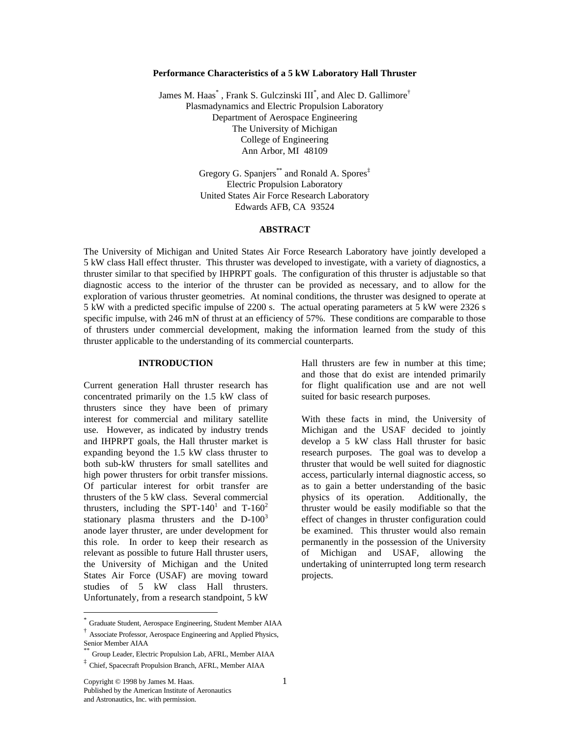# Performance Characteristics of a 5 kW Laboratory Hall Thruster

James M. Haas[*], Frank S. Gulczinski III[*], and Alec D. Gallimore[†]
Plasmadynamics and Electric Propulsion Laboratory
Department of Aerospace Engineering
The University of Michigan
College of Engineering
Ann Arbor, MI 48109

Gregory G. Spanjers[**] and Ronald A. Spores[‡]
Electric Propulsion Laboratory
United States Air Force Research Laboratory
Edwards AFB, CA 93524

## ABSTRACT

The University of Michigan and United States Air Force Research Laboratory have jointly developed a 5 kW class Hall effect thruster. This thruster was developed to investigate, with a variety of diagnostics, a thruster similar to that specified by IHPRPT goals. The configuration of this thruster is adjustable so that diagnostic access to the interior of the thruster can be provided as necessary, and to allow for the exploration of various thruster geometries. At nominal conditions, the thruster was designed to operate at 5 kW with a predicted specific impulse of 2200 s. The actual operating parameters at 5 kW were 2326 s specific impulse, with 246 mN of thrust at an efficiency of 57%. These conditions are comparable to those of thrusters under commercial development, making the information learned from the study of this thruster applicable to the understanding of its commercial counterparts.

## INTRODUCTION

Current generation Hall thruster research has concentrated primarily on the 1.5 kW class of thrusters since they have been of primary interest for commercial and military satellite use. However, as indicated by industry trends and IHPRPT goals, the Hall thruster market is expanding beyond the 1.5 kW class thruster to both sub-kW thrusters for small satellites and high power thrusters for orbit transfer missions. Of particular interest for orbit transfer are thrusters of the 5 kW class. Several commercial thrusters, including the SPT-140[1] and T-160[2] stationary plasma thrusters and the D-100[3] anode layer thruster, are under development for this role. In order to keep their research as relevant as possible to future Hall thruster users, the University of Michigan and the United States Air Force (USAF) are moving toward studies of 5 kW class Hall thrusters. Unfortunately, from a research standpoint, 5 kW Hall thrusters are few in number at this time; and those that do exist are intended primarily for flight qualification use and are not well suited for basic research purposes.

With these facts in mind, the University of Michigan and the USAF decided to jointly develop a 5 kW class Hall thruster for basic research purposes. The goal was to develop a thruster that would be well suited for diagnostic access, particularly internal diagnostic access, so as to gain a better understanding of the basic physics of its operation. Additionally, the thruster would be easily modifiable so that the effect of changes in thruster configuration could be examined. This thruster would also remain permanently in the possession of the University of Michigan and USAF, allowing the undertaking of uninterrupted long term research projects.

---

[*] Graduate Student, Aerospace Engineering, Student Member AIAA
[†] Associate Professor, Aerospace Engineering and Applied Physics, Senior Member AIAA
[**] Group Leader, Electric Propulsion Lab, AFRL, Member AIAA
[‡] Chief, Spacecraft Propulsion Branch, AFRL, Member AIAA

Copyright © 1998 by James M. Haas. Published by the American Institute of Aeronautics and Astronautics, Inc. with permission.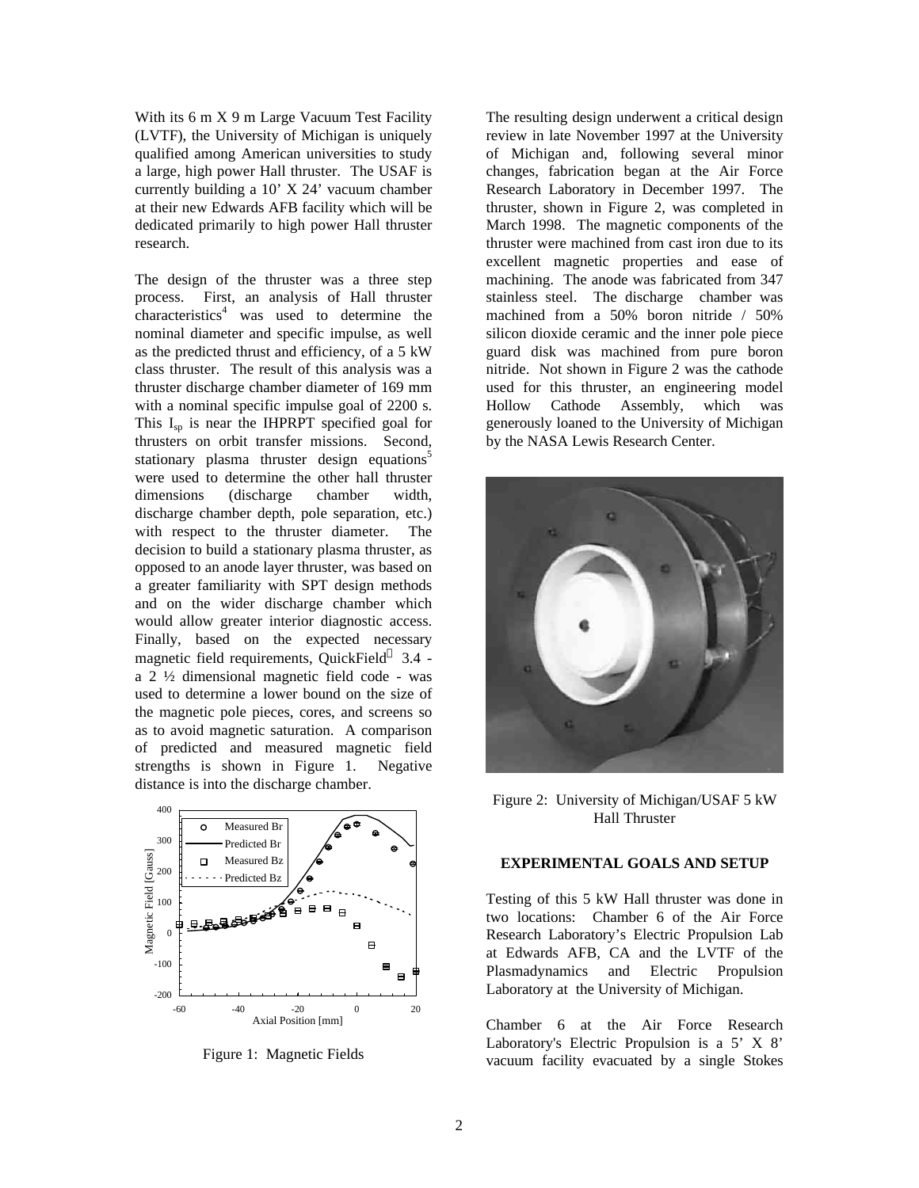With its 6 m X 9 m Large Vacuum Test Facility (LVTF), the University of Michigan is uniquely qualified among American universities to study a large, high power Hall thruster. The USAF is currently building a 10' X 24' vacuum chamber at their new Edwards AFB facility which will be dedicated primarily to high power Hall thruster research.

The design of the thruster was a three step process. First, an analysis of Hall thruster characteristics[4] was used to determine the nominal diameter and specific impulse, as well as the predicted thrust and efficiency, of a 5 kW class thruster. The result of this analysis was a thruster discharge chamber diameter of 169 mm with a nominal specific impulse goal of 2200 s. This $I_{sp}$ is near the IHPRPT specified goal for thrusters on orbit transfer missions. Second, stationary plasma thruster design equations[5] were used to determine the other hall thruster dimensions (discharge chamber width, discharge chamber depth, pole separation, etc.) with respect to the thruster diameter. The decision to build a stationary plasma thruster, as opposed to an anode layer thruster, was based on a greater familiarity with SPT design methods and on the wider discharge chamber which would allow greater interior diagnostic access. Finally, based on the expected necessary magnetic field requirements, QuickField™ 3.4 - a 2 ½ dimensional magnetic field code - was used to determine a lower bound on the size of the magnetic pole pieces, cores, and screens so as to avoid magnetic saturation. A comparison of predicted and measured magnetic field strengths is shown in Figure 1. Negative distance is into the discharge chamber.

Figure 1: Magnetic Fields

The resulting design underwent a critical design review in late November 1997 at the University of Michigan and, following several minor changes, fabrication began at the Air Force Research Laboratory in December 1997. The thruster, shown in Figure 2, was completed in March 1998. The magnetic components of the thruster were machined from cast iron due to its excellent magnetic properties and ease of machining. The anode was fabricated from 347 stainless steel. The discharge chamber was machined from a 50% boron nitride / 50% silicon dioxide ceramic and the inner pole piece guard disk was machined from pure boron nitride. Not shown in Figure 2 was the cathode used for this thruster, an engineering model Hollow Cathode Assembly, which was generously loaned to the University of Michigan by the NASA Lewis Research Center.

Figure 2: University of Michigan/USAF 5 kW Hall Thruster

## EXPERIMENTAL GOALS AND SETUP

Testing of this 5 kW Hall thruster was done in two locations: Chamber 6 of the Air Force Research Laboratory's Electric Propulsion Lab at Edwards AFB, CA and the LVTF of the Plasmadynamics and Electric Propulsion Laboratory at the University of Michigan.

Chamber 6 at the Air Force Research Laboratory's Electric Propulsion is a 5' X 8' vacuum facility evacuated by a single Stokes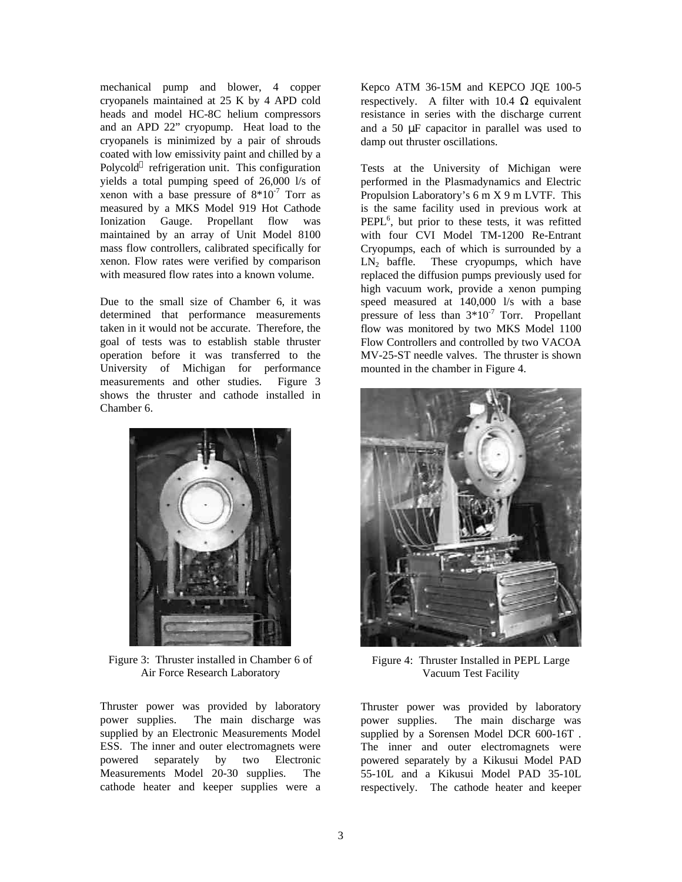mechanical pump and blower, 4 copper cryopanels maintained at 25 K by 4 APD cold heads and model HC-8C helium compressors and an APD 22" cryopump. Heat load to the cryopanels is minimized by a pair of shrouds coated with low emissivity paint and chilled by a Polycold® refrigeration unit. This configuration yields a total pumping speed of 26,000 l/s of xenon with a base pressure of $8*10^{-7}$ Torr as measured by a MKS Model 919 Hot Cathode Ionization Gauge. Propellant flow was maintained by an array of Unit Model 8100 mass flow controllers, calibrated specifically for xenon. Flow rates were verified by comparison with measured flow rates into a known volume.

Due to the small size of Chamber 6, it was determined that performance measurements taken in it would not be accurate. Therefore, the goal of tests was to establish stable thruster operation before it was transferred to the University of Michigan for performance measurements and other studies. Figure 3 shows the thruster and cathode installed in Chamber 6.

Figure 3: Thruster installed in Chamber 6 of Air Force Research Laboratory

Thruster power was provided by laboratory power supplies. The main discharge was supplied by an Electronic Measurements Model ESS. The inner and outer electromagnets were powered separately by two Electronic Measurements Model 20-30 supplies. The cathode heater and keeper supplies were a Kepco ATM 36-15M and KEPCO JQE 100-5 respectively. A filter with 10.4 $\Omega$ equivalent resistance in series with the discharge current and a 50 $\mu$F capacitor in parallel was used to damp out thruster oscillations.

Tests at the University of Michigan were performed in the Plasmadynamics and Electric Propulsion Laboratory's 6 m X 9 m LVTF. This is the same facility used in previous work at PEPL[6], but prior to these tests, it was refitted with four CVI Model TM-1200 Re-Entrant Cryopumps, each of which is surrounded by a $LN_2$ baffle. These cryopumps, which have replaced the diffusion pumps previously used for high vacuum work, provide a xenon pumping speed measured at 140,000 l/s with a base pressure of less than $3*10^{-7}$ Torr. Propellant flow was monitored by two MKS Model 1100 Flow Controllers and controlled by two VACOA MV-25-ST needle valves. The thruster is shown mounted in the chamber in Figure 4.

Figure 4: Thruster Installed in PEPL Large Vacuum Test Facility

Thruster power was provided by laboratory power supplies. The main discharge was supplied by a Sorensen Model DCR 600-16T . The inner and outer electromagnets were powered separately by a Kikusui Model PAD 55-10L and a Kikusui Model PAD 35-10L respectively. The cathode heater and keeper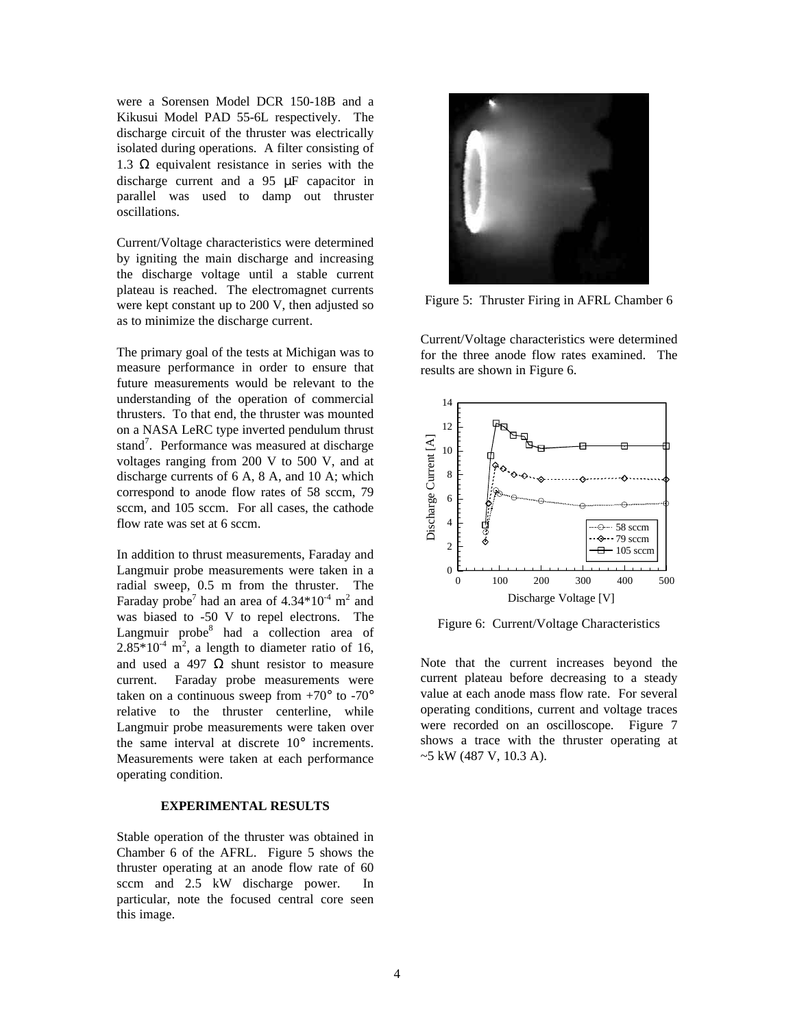were a Sorensen Model DCR 150-18B and a Kikusui Model PAD 55-6L respectively. The discharge circuit of the thruster was electrically isolated during operations. A filter consisting of 1.3 Ω equivalent resistance in series with the discharge current and a 95 μF capacitor in parallel was used to damp out thruster oscillations.

Current/Voltage characteristics were determined by igniting the main discharge and increasing the discharge voltage until a stable current plateau is reached. The electromagnet currents were kept constant up to 200 V, then adjusted so as to minimize the discharge current.

The primary goal of the tests at Michigan was to measure performance in order to ensure that future measurements would be relevant to the understanding of the operation of commercial thrusters. To that end, the thruster was mounted on a NASA LeRC type inverted pendulum thrust stand[7]. Performance was measured at discharge voltages ranging from 200 V to 500 V, and at discharge currents of 6 A, 8 A, and 10 A; which correspond to anode flow rates of 58 sccm, 79 sccm, and 105 sccm. For all cases, the cathode flow rate was set at 6 sccm.

In addition to thrust measurements, Faraday and Langmuir probe measurements were taken in a radial sweep, 0.5 m from the thruster. The Faraday probe[7] had an area of $4.34 \times 10^{-4}$ m$^2$ and was biased to -50 V to repel electrons. The Langmuir probe[8] had a collection area of $2.85 \times 10^{-4}$ m$^2$, a length to diameter ratio of 16, and used a 497 Ω shunt resistor to measure current. Faraday probe measurements were taken on a continuous sweep from +70° to -70° relative to the thruster centerline, while Langmuir probe measurements were taken over the same interval at discrete 10° increments. Measurements were taken at each performance operating condition.

## EXPERIMENTAL RESULTS

Stable operation of the thruster was obtained in Chamber 6 of the AFRL. Figure 5 shows the thruster operating at an anode flow rate of 60 sccm and 2.5 kW discharge power. In particular, note the focused central core seen this image.

Figure 5: Thruster Firing in AFRL Chamber 6

Current/Voltage characteristics were determined for the three anode flow rates examined. The results are shown in Figure 6.

Figure 6: Current/Voltage Characteristics

Note that the current increases beyond the current plateau before decreasing to a steady value at each anode mass flow rate. For several operating conditions, current and voltage traces were recorded on an oscilloscope. Figure 7 shows a trace with the thruster operating at ~5 kW (487 V, 10.3 A).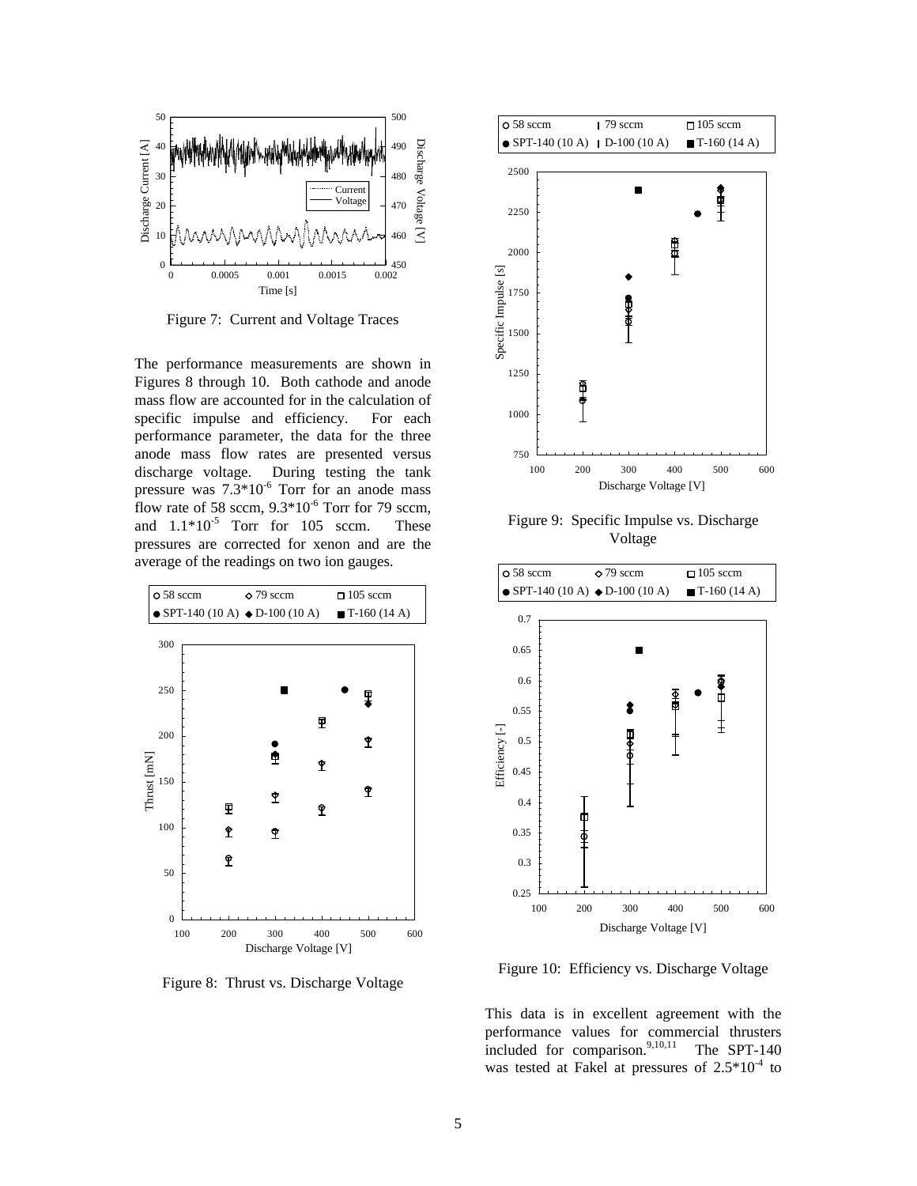Figure 7: Current and Voltage Traces

The performance measurements are shown in Figures 8 through 10. Both cathode and anode mass flow are accounted for in the calculation of specific impulse and efficiency. For each performance parameter, the data for the three anode mass flow rates are presented versus discharge voltage. During testing the tank pressure was $7.3 \times 10^{-6}$ Torr for an anode mass flow rate of 58 sccm, $9.3 \times 10^{-6}$ Torr for 79 sccm, and $1.1 \times 10^{-5}$ Torr for 105 sccm. These pressures are corrected for xenon and are the average of the readings on two ion gauges.

Figure 8: Thrust vs. Discharge Voltage

Figure 9: Specific Impulse vs. Discharge Voltage

Figure 10: Efficiency vs. Discharge Voltage

This data is in excellent agreement with the performance values for commercial thrusters included for comparison.[9,10,11] The SPT-140 was tested at Fakel at pressures of $2.5 \times 10^{-4}$ to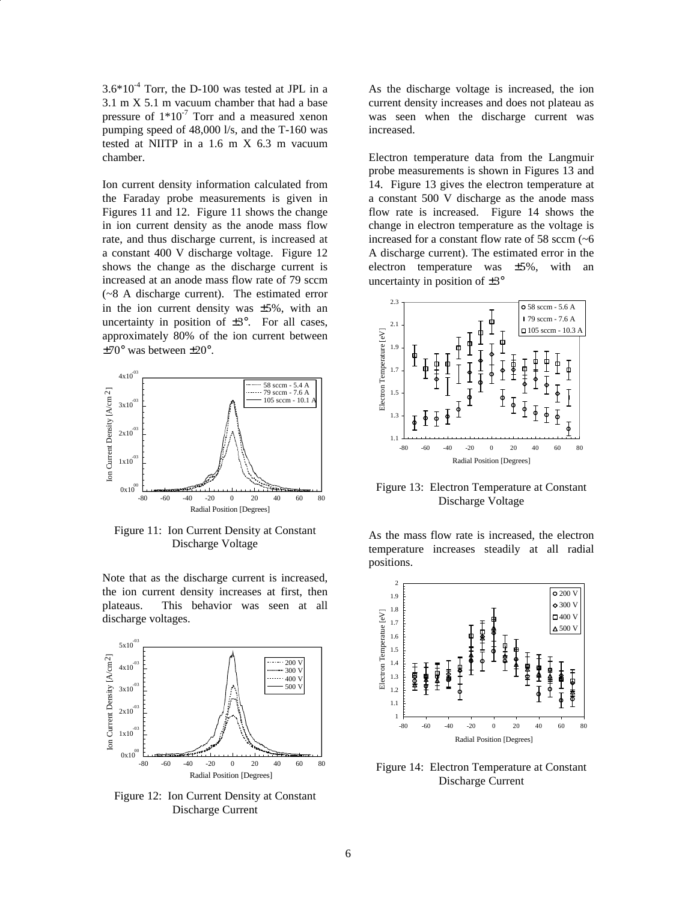$3.6*10^{-4}$ Torr, the D-100 was tested at JPL in a 3.1 m X 5.1 m vacuum chamber that had a base pressure of $1*10^{-7}$ Torr and a measured xenon pumping speed of 48,000 l/s, and the T-160 was tested at NIITP in a 1.6 m X 6.3 m vacuum chamber.

Ion current density information calculated from the Faraday probe measurements is given in Figures 11 and 12. Figure 11 shows the change in ion current density as the anode mass flow rate, and thus discharge current, is increased at a constant 400 V discharge voltage. Figure 12 shows the change as the discharge current is increased at an anode mass flow rate of 79 sccm (~8 A discharge current). The estimated error in the ion current density was ±5%, with an uncertainty in position of ±3°. For all cases, approximately 80% of the ion current between ±70° was between ±20°.

Figure 11: Ion Current Density at Constant Discharge Voltage

Note that as the discharge current is increased, the ion current density increases at first, then plateaus. This behavior was seen at all discharge voltages.

Figure 12: Ion Current Density at Constant Discharge Current

As the discharge voltage is increased, the ion current density increases and does not plateau as was seen when the discharge current was increased.

Electron temperature data from the Langmuir probe measurements is shown in Figures 13 and 14. Figure 13 gives the electron temperature at a constant 500 V discharge as the anode mass flow rate is increased. Figure 14 shows the change in electron temperature as the voltage is increased for a constant flow rate of 58 sccm (~6 A discharge current). The estimated error in the electron temperature was ±5%, with an uncertainty in position of ±3°

Figure 13: Electron Temperature at Constant Discharge Voltage

As the mass flow rate is increased, the electron temperature increases steadily at all radial positions.

Figure 14: Electron Temperature at Constant Discharge Current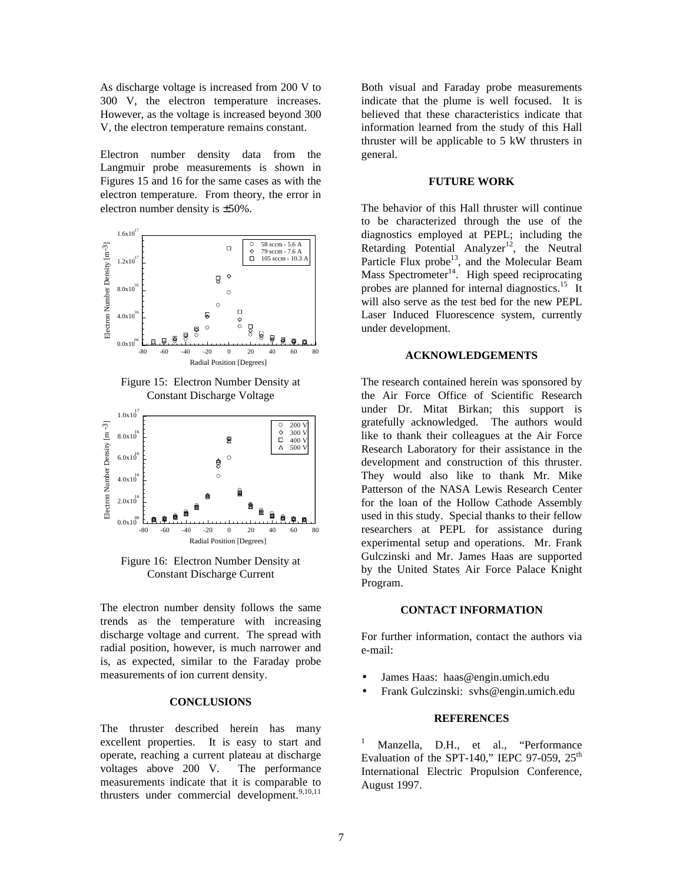As discharge voltage is increased from 200 V to 300 V, the electron temperature increases. However, as the voltage is increased beyond 300 V, the electron temperature remains constant.

Electron number density data from the Langmuir probe measurements is shown in Figures 15 and 16 for the same cases as with the electron temperature. From theory, the error in electron number density is ±50%.

Figure 15: Electron Number Density at Constant Discharge Voltage

Figure 16: Electron Number Density at Constant Discharge Current

The electron number density follows the same trends as the temperature with increasing discharge voltage and current. The spread with radial position, however, is much narrower and is, as expected, similar to the Faraday probe measurements of ion current density.

## CONCLUSIONS

The thruster described herein has many excellent properties. It is easy to start and operate, reaching a current plateau at discharge voltages above 200 V. The performance measurements indicate that it is comparable to thrusters under commercial development.[9,10,11] Both visual and Faraday probe measurements indicate that the plume is well focused. It is believed that these characteristics indicate that information learned from the study of this Hall thruster will be applicable to 5 kW thrusters in general.

## FUTURE WORK

The behavior of this Hall thruster will continue to be characterized through the use of the diagnostics employed at PEPL; including the Retarding Potential Analyzer[12], the Neutral Particle Flux probe[13], and the Molecular Beam Mass Spectrometer[14]. High speed reciprocating probes are planned for internal diagnostics.[15] It will also serve as the test bed for the new PEPL Laser Induced Fluorescence system, currently under development.

## ACKNOWLEDGEMENTS

The research contained herein was sponsored by the Air Force Office of Scientific Research under Dr. Mitat Birkan; this support is gratefully acknowledged. The authors would like to thank their colleagues at the Air Force Research Laboratory for their assistance in the development and construction of this thruster. They would also like to thank Mr. Mike Patterson of the NASA Lewis Research Center for the loan of the Hollow Cathode Assembly used in this study. Special thanks to their fellow researchers at PEPL for assistance during experimental setup and operations. Mr. Frank Gulczinski and Mr. James Haas are supported by the United States Air Force Palace Knight Program.

## CONTACT INFORMATION

For further information, contact the authors via e-mail:

- James Haas: haas@engin.umich.edu
- Frank Gulczinski: svhs@engin.umich.edu

## REFERENCES

[1] Manzella, D.H., et al., "Performance Evaluation of the SPT-140," IEPC 97-059, 25th International Electric Propulsion Conference, August 1997.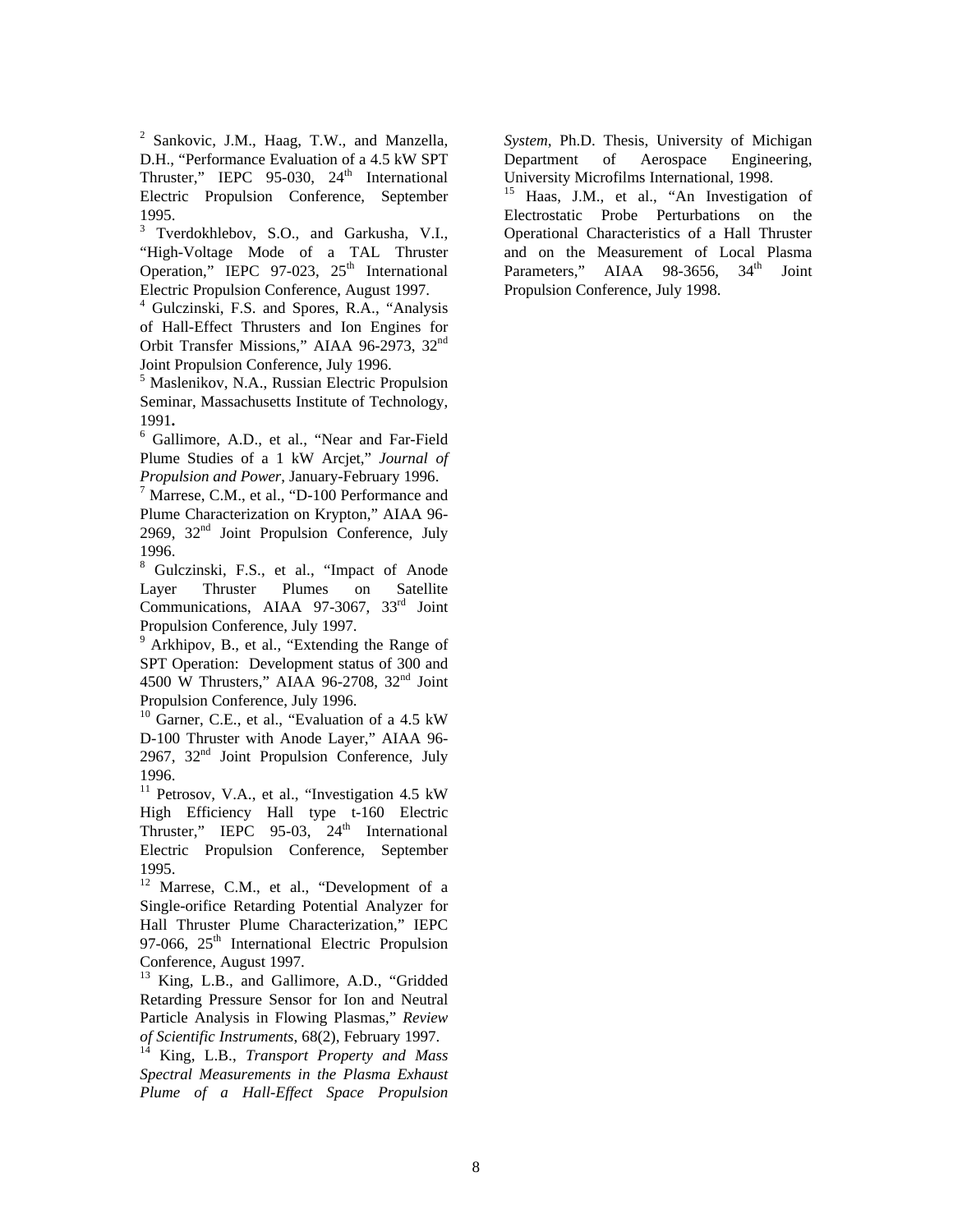[2] Sankovic, J.M., Haag, T.W., and Manzella, D.H., "Performance Evaluation of a 4.5 kW SPT Thruster," IEPC 95-030, 24th International Electric Propulsion Conference, September 1995.

[3] Tverdokhlebov, S.O., and Garkusha, V.I., "High-Voltage Mode of a TAL Thruster Operation," IEPC 97-023, 25th International Electric Propulsion Conference, August 1997.

[4] Gulczinski, F.S. and Spores, R.A., "Analysis of Hall-Effect Thrusters and Ion Engines for Orbit Transfer Missions," AIAA 96-2973, 32nd Joint Propulsion Conference, July 1996.

[5] Maslenikov, N.A., Russian Electric Propulsion Seminar, Massachusetts Institute of Technology, 1991**.**

[6] Gallimore, A.D., et al., "Near and Far-Field Plume Studies of a 1 kW Arcjet," *Journal of Propulsion and Power*, January-February 1996.

[7] Marrese, C.M., et al., "D-100 Performance and Plume Characterization on Krypton," AIAA 96-2969, 32nd Joint Propulsion Conference, July 1996.

[8] Gulczinski, F.S., et al., "Impact of Anode Layer Thruster Plumes on Satellite Communications, AIAA 97-3067, 33rd Joint Propulsion Conference, July 1997.

[9] Arkhipov, B., et al., "Extending the Range of SPT Operation: Development status of 300 and 4500 W Thrusters," AIAA 96-2708, 32nd Joint Propulsion Conference, July 1996.

[10] Garner, C.E., et al., "Evaluation of a 4.5 kW D-100 Thruster with Anode Layer," AIAA 96-2967, 32nd Joint Propulsion Conference, July 1996.

[11] Petrosov, V.A., et al., "Investigation 4.5 kW High Efficiency Hall type t-160 Electric Thruster," IEPC 95-03, 24th International Electric Propulsion Conference, September 1995.

[12] Marrese, C.M., et al., "Development of a Single-orifice Retarding Potential Analyzer for Hall Thruster Plume Characterization," IEPC 97-066, 25th International Electric Propulsion Conference, August 1997.

[13] King, L.B., and Gallimore, A.D., "Gridded Retarding Pressure Sensor for Ion and Neutral Particle Analysis in Flowing Plasmas," *Review of Scientific Instruments*, 68(2), February 1997.

[14] King, L.B., *Transport Property and Mass Spectral Measurements in the Plasma Exhaust Plume of a Hall-Effect Space Propulsion System*, Ph.D. Thesis, University of Michigan Department of Aerospace Engineering, University Microfilms International, 1998.

[15] Haas, J.M., et al., "An Investigation of Electrostatic Probe Perturbations on the Operational Characteristics of a Hall Thruster and on the Measurement of Local Plasma Parameters," AIAA 98-3656, 34th Joint Propulsion Conference, July 1998.